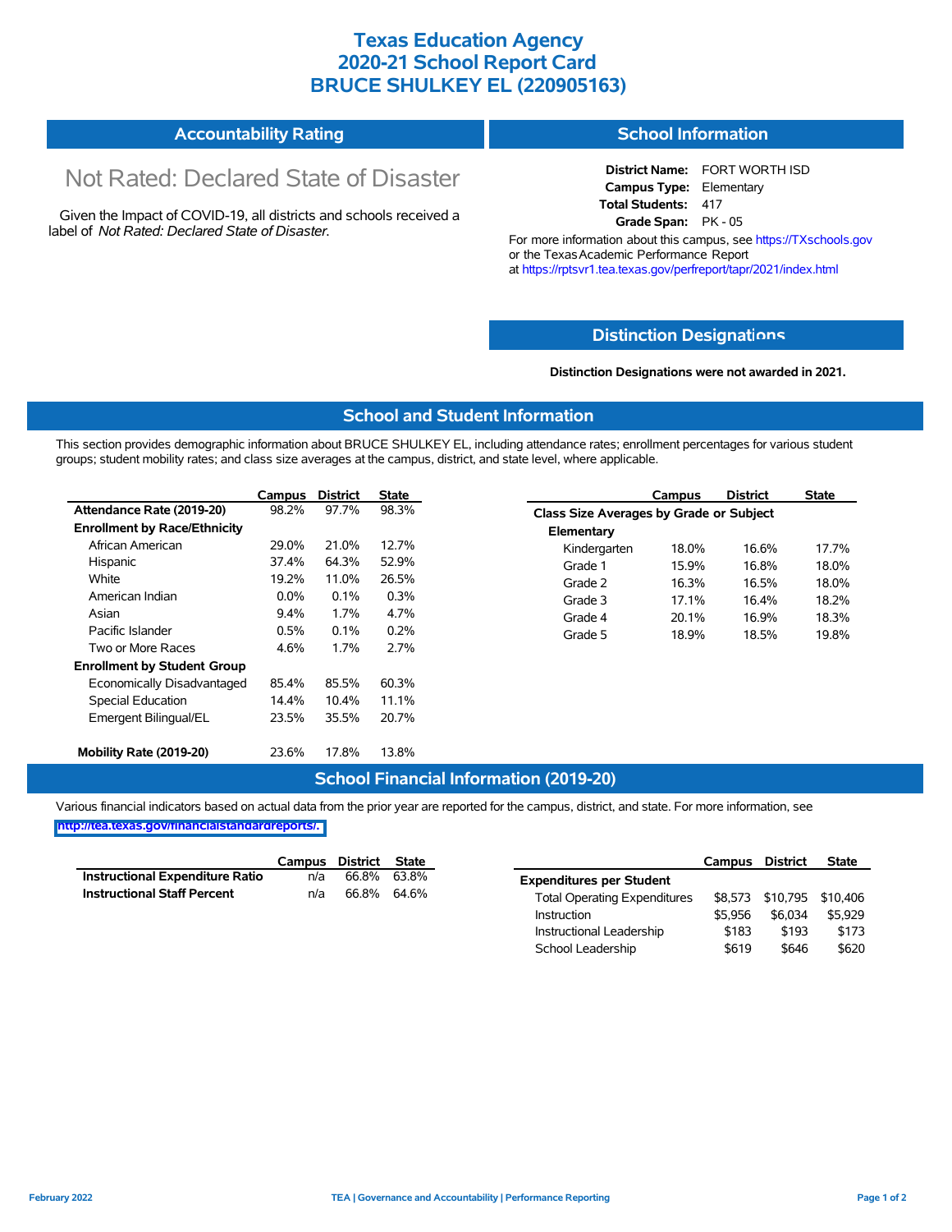# Texas Education Agency
# 2020-21 School Report Card
# BRUCE SHULKEY EL (220905163)

## Accountability Rating

Not Rated: Declared State of Disaster

Given the Impact of COVID-19, all districts and schools received a label of *Not Rated: Declared State of Disaster*.

## School Information

**District Name:** FORT WORTH ISD
**Campus Type:** Elementary
**Total Students:** 417
**Grade Span:** PK - 05

For more information about this campus, see https://TXschools.gov or the Texas Academic Performance Report at https://rptsvr1.tea.texas.gov/perfreport/tapr/2021/index.html

## Distinction Designations

**Distinction Designations were not awarded in 2021.**

## School and Student Information

This section provides demographic information about BRUCE SHULKEY EL, including attendance rates; enrollment percentages for various student groups; student mobility rates; and class size averages at the campus, district, and state level, where applicable.

| | Campus | District | State |
|---|---|---|---|
| **Attendance Rate (2019-20)** | 98.2% | 97.7% | 98.3% |
| **Enrollment by Race/Ethnicity** | | | |
| African American | 29.0% | 21.0% | 12.7% |
| Hispanic | 37.4% | 64.3% | 52.9% |
| White | 19.2% | 11.0% | 26.5% |
| American Indian | 0.0% | 0.1% | 0.3% |
| Asian | 9.4% | 1.7% | 4.7% |
| Pacific Islander | 0.5% | 0.1% | 0.2% |
| Two or More Races | 4.6% | 1.7% | 2.7% |
| **Enrollment by Student Group** | | | |
| Economically Disadvantaged | 85.4% | 85.5% | 60.3% |
| Special Education | 14.4% | 10.4% | 11.1% |
| Emergent Bilingual/EL | 23.5% | 35.5% | 20.7% |
| **Mobility Rate (2019-20)** | 23.6% | 17.8% | 13.8% |

| | Campus | District | State |
|---|---|---|---|
| **Class Size Averages by Grade or Subject** | | | |
| **Elementary** | | | |
| Kindergarten | 18.0% | 16.6% | 17.7% |
| Grade 1 | 15.9% | 16.8% | 18.0% |
| Grade 2 | 16.3% | 16.5% | 18.0% |
| Grade 3 | 17.1% | 16.4% | 18.2% |
| Grade 4 | 20.1% | 16.9% | 18.3% |
| Grade 5 | 18.9% | 18.5% | 19.8% |

## School Financial Information (2019-20)

Various financial indicators based on actual data from the prior year are reported for the campus, district, and state. For more information, see http://tea.texas.gov/financialstandardreports/.

| | Campus | District | State |
|---|---|---|---|
| **Instructional Expenditure Ratio** | n/a | 66.8% | 63.8% |
| **Instructional Staff Percent** | n/a | 66.8% | 64.6% |

| | Campus | District | State |
|---|---|---|---|
| **Expenditures per Student** | | | |
| Total Operating Expenditures | $8,573 | $10,795 | $10,406 |
| Instruction | $5,956 | $6,034 | $5,929 |
| Instructional Leadership | $183 | $193 | $173 |
| School Leadership | $619 | $646 | $620 |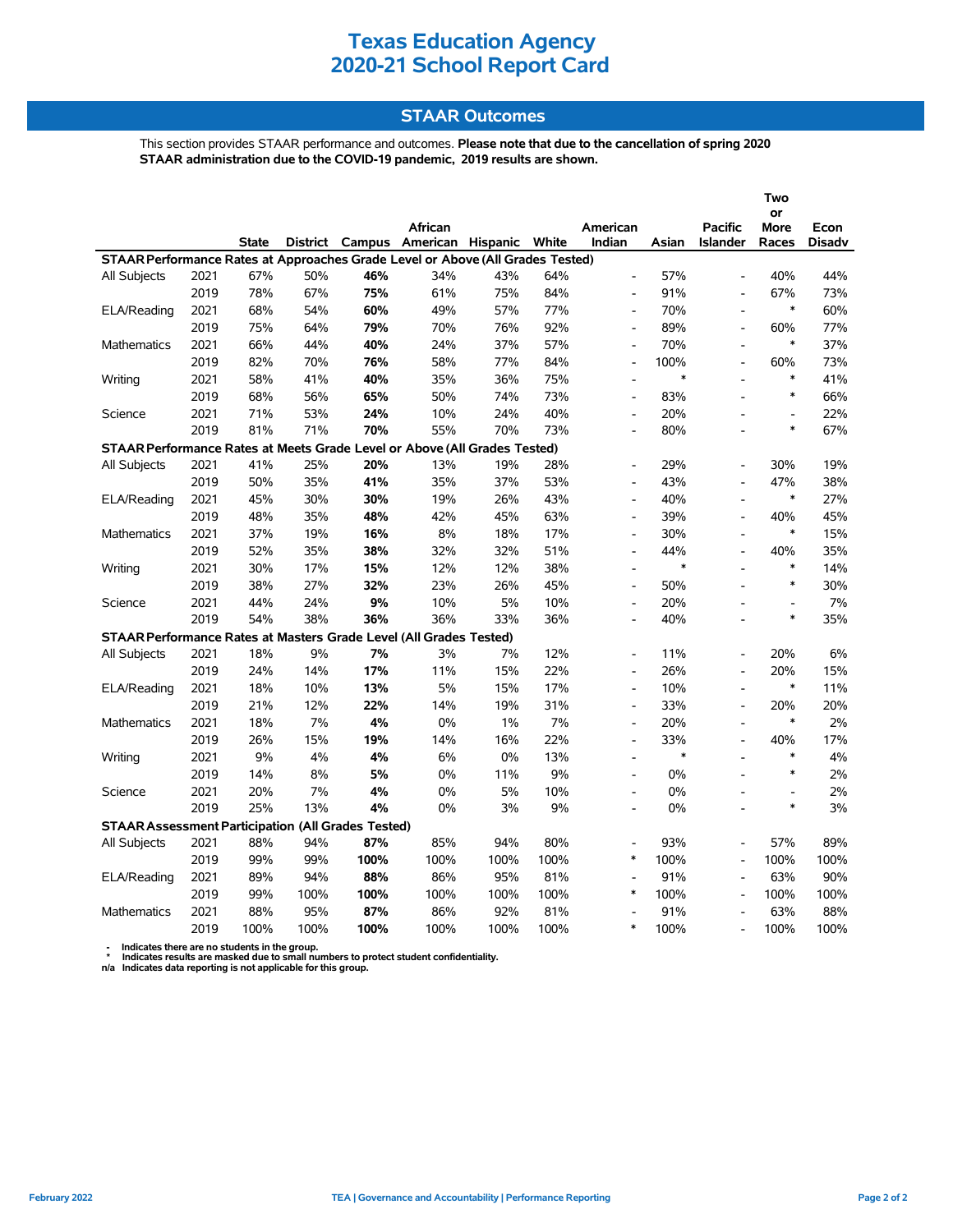# Texas Education Agency
# 2020-21 School Report Card

## STAAR Outcomes

This section provides STAAR performance and outcomes. **Please note that due to the cancellation of spring 2020 STAAR administration due to the COVID-19 pandemic, 2019 results are shown.**

| | | State | District | Campus | African American | Hispanic | White | American Indian | Asian | Pacific Islander | Two or More Races | Econ Disadv |
|---|---|---|---|---|---|---|---|---|---|---|---|---|
| **STAAR Performance Rates at Approaches Grade Level or Above (All Grades Tested)** | | | | | | | | | | | | |
| All Subjects | 2021 | 67% | 50% | **46%** | 34% | 43% | 64% | - | 57% | - | 40% | 44% |
| | 2019 | 78% | 67% | **75%** | 61% | 75% | 84% | - | 91% | - | 67% | 73% |
| ELA/Reading | 2021 | 68% | 54% | **60%** | 49% | 57% | 77% | - | 70% | - | * | 60% |
| | 2019 | 75% | 64% | **79%** | 70% | 76% | 92% | - | 89% | - | 60% | 77% |
| Mathematics | 2021 | 66% | 44% | **40%** | 24% | 37% | 57% | - | 70% | - | * | 37% |
| | 2019 | 82% | 70% | **76%** | 58% | 77% | 84% | - | 100% | - | 60% | 73% |
| Writing | 2021 | 58% | 41% | **40%** | 35% | 36% | 75% | - | * | - | * | 41% |
| | 2019 | 68% | 56% | **65%** | 50% | 74% | 73% | - | 83% | - | * | 66% |
| Science | 2021 | 71% | 53% | **24%** | 10% | 24% | 40% | - | 20% | - | - | 22% |
| | 2019 | 81% | 71% | **70%** | 55% | 70% | 73% | - | 80% | - | * | 67% |
| **STAAR Performance Rates at Meets Grade Level or Above (All Grades Tested)** | | | | | | | | | | | | |
| All Subjects | 2021 | 41% | 25% | **20%** | 13% | 19% | 28% | - | 29% | - | 30% | 19% |
| | 2019 | 50% | 35% | **41%** | 35% | 37% | 53% | - | 43% | - | 47% | 38% |
| ELA/Reading | 2021 | 45% | 30% | **30%** | 19% | 26% | 43% | - | 40% | - | * | 27% |
| | 2019 | 48% | 35% | **48%** | 42% | 45% | 63% | - | 39% | - | 40% | 45% |
| Mathematics | 2021 | 37% | 19% | **16%** | 8% | 18% | 17% | - | 30% | - | * | 15% |
| | 2019 | 52% | 35% | **38%** | 32% | 32% | 51% | - | 44% | - | 40% | 35% |
| Writing | 2021 | 30% | 17% | **15%** | 12% | 12% | 38% | - | * | - | * | 14% |
| | 2019 | 38% | 27% | **32%** | 23% | 26% | 45% | - | 50% | - | * | 30% |
| Science | 2021 | 44% | 24% | **9%** | 10% | 5% | 10% | - | 20% | - | - | 7% |
| | 2019 | 54% | 38% | **36%** | 36% | 33% | 36% | - | 40% | - | * | 35% |
| **STAAR Performance Rates at Masters Grade Level (All Grades Tested)** | | | | | | | | | | | | |
| All Subjects | 2021 | 18% | 9% | **7%** | 3% | 7% | 12% | - | 11% | - | 20% | 6% |
| | 2019 | 24% | 14% | **17%** | 11% | 15% | 22% | - | 26% | - | 20% | 15% |
| ELA/Reading | 2021 | 18% | 10% | **13%** | 5% | 15% | 17% | - | 10% | - | * | 11% |
| | 2019 | 21% | 12% | **22%** | 14% | 19% | 31% | - | 33% | - | 20% | 20% |
| Mathematics | 2021 | 18% | 7% | **4%** | 0% | 1% | 7% | - | 20% | - | * | 2% |
| | 2019 | 26% | 15% | **19%** | 14% | 16% | 22% | - | 33% | - | 40% | 17% |
| Writing | 2021 | 9% | 4% | **4%** | 6% | 0% | 13% | - | * | - | * | 4% |
| | 2019 | 14% | 8% | **5%** | 0% | 11% | 9% | - | 0% | - | * | 2% |
| Science | 2021 | 20% | 7% | **4%** | 0% | 5% | 10% | - | 0% | - | - | 2% |
| | 2019 | 25% | 13% | **4%** | 0% | 3% | 9% | - | 0% | - | * | 3% |
| **STAAR Assessment Participation (All Grades Tested)** | | | | | | | | | | | | |
| All Subjects | 2021 | 88% | 94% | **87%** | 85% | 94% | 80% | - | 93% | - | 57% | 89% |
| | 2019 | 99% | 99% | **100%** | 100% | 100% | 100% | * | 100% | - | 100% | 100% |
| ELA/Reading | 2021 | 89% | 94% | **88%** | 86% | 95% | 81% | - | 91% | - | 63% | 90% |
| | 2019 | 99% | 100% | **100%** | 100% | 100% | 100% | * | 100% | - | 100% | 100% |
| Mathematics | 2021 | 88% | 95% | **87%** | 86% | 92% | 81% | - | 91% | - | 63% | 88% |
| | 2019 | 100% | 100% | **100%** | 100% | 100% | 100% | * | 100% | - | 100% | 100% |

**-** Indicates there are no students in the group.
**\*** Indicates results are masked due to small numbers to protect student confidentiality.
**n/a** Indicates data reporting is not applicable for this group.